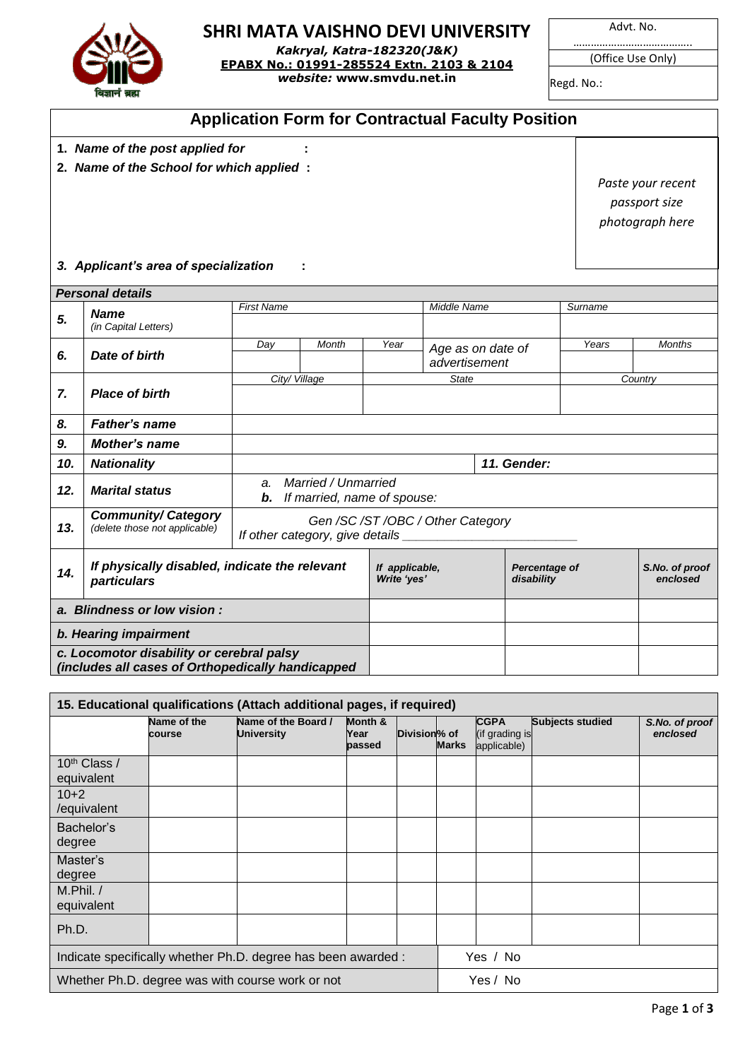# SHRI MATA VAISHNO DEVI UNIVERSITY

***Kakryal, Katra-182320(J&K)***
**EPABX No.: 01991-285524 Extn. 2103 & 2104**
***website:* www.smvdu.net.in**

विज्ञानं ब्रह्म

| Advt. No. |
|---|
| ……………………………….. |
| (Office Use Only) |
| Regd. No.: |

## Application Form for Contractual Faculty Position

1. ***Name of the post applied for*** :
2. ***Name of the School for which applied*** :

*Paste your recent passport size photograph here*

3. ***Applicant's area of specialization*** :

***Personal details***

| | | | | | | | |
|---|---|---|---|---|---|---|---|
| **5.** | ***Name*** *(in Capital Letters)* | *First Name* | | | *Middle Name* | *Surname* | |
| **6.** | ***Date of birth*** | *Day* | *Month* | *Year* | *Age as on date of advertisement* | *Years* | *Months* |
| **7.** | ***Place of birth*** | *City/ Village* | | *State* | | *Country* | |
| **8.** | ***Father's name*** | | | | | | |
| **9.** | ***Mother's name*** | | | | | | |
| **10.** | ***Nationality*** | | | | ***11. Gender:*** | | |
| **12.** | ***Marital status*** | *a. Married / Unmarried* ***b.*** *If married, name of spouse:* | | | | | |
| **13.** | ***Community/ Category*** *(delete those not applicable)* | *Gen /SC /ST /OBC / Other Category* *If other category, give details \_\_\_\_\_\_\_\_\_\_\_\_\_\_\_\_\_\_\_\_\_\_\_\_\_* | | | | | |

| **14.** ***If physically disabled, indicate the relevant particulars*** | ***If applicable, Write 'yes'*** | ***Percentage of disability*** | ***S.No. of proof enclosed*** |
|---|---|---|---|
| ***a. Blindness or low vision :*** | | | |
| ***b. Hearing impairment*** | | | |
| ***c. Locomotor disability or cerebral palsy (includes all cases of Orthopedically handicapped*** | | | |

**15. Educational qualifications (Attach additional pages, if required)**

| | Name of the course | Name of the Board / University | Month & Year passed | Division | % of Marks | CGPA (if grading is applicable) | Subjects studied | *S.No. of proof enclosed* |
|---|---|---|---|---|---|---|---|---|
| 10th Class / equivalent | | | | | | | | |
| 10+2 /equivalent | | | | | | | | |
| Bachelor's degree | | | | | | | | |
| Master's degree | | | | | | | | |
| M.Phil. / equivalent | | | | | | | | |
| Ph.D. | | | | | | | | |

| | |
|---|---|
| Indicate specifically whether Ph.D. degree has been awarded : | Yes / No |
| Whether Ph.D. degree was with course work or not | Yes / No |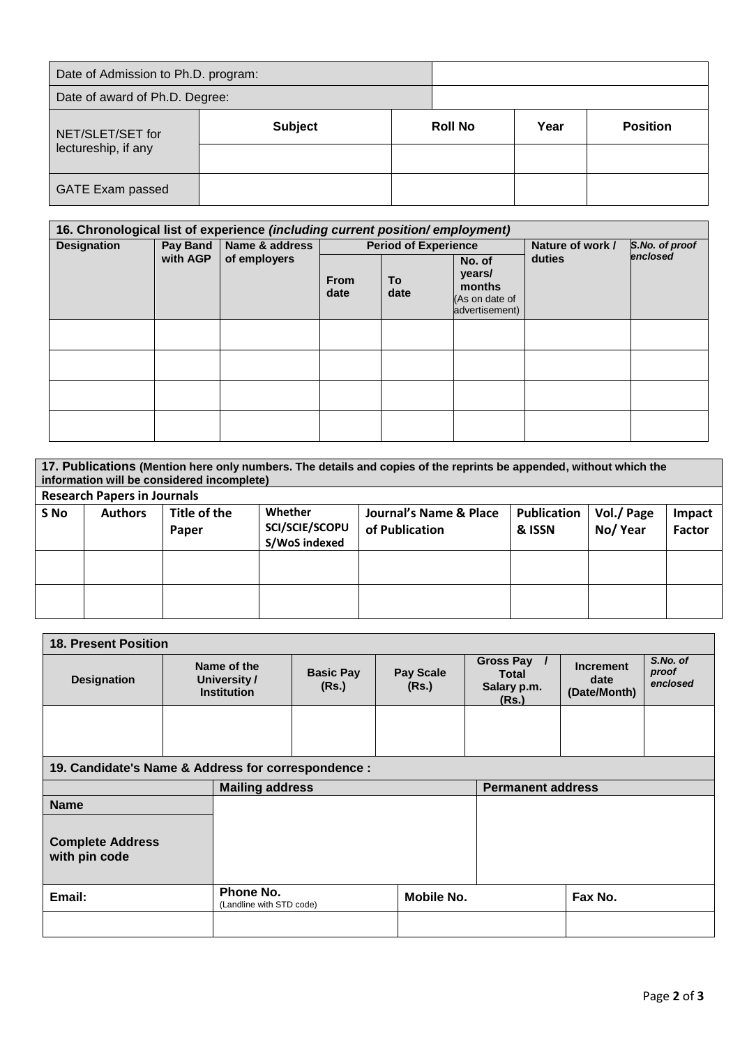| Date of Admission to Ph.D. program: | | | | |
|---|---|---|---|---|
| Date of award of Ph.D. Degree: | | | | |
| NET/SLET/SET for lectureship, if any | **Subject** | **Roll No** | **Year** | **Position** |
| | | | | |
| GATE Exam passed | | | | |

**16. Chronological list of experience *(including current position/ employment)***

| Designation | Pay Band with AGP | Name & address of employers | Period of Experience | | | Nature of work / duties | *S.No. of proof enclosed* |
|---|---|---|---|---|---|---|---|
| | | | From date | To date | No. of years/ months (As on date of advertisement) | | |
| | | | | | | | |
| | | | | | | | |
| | | | | | | | |
| | | | | | | | |

**17. Publications (Mention here only numbers. The details and copies of the reprints be appended, without which the information will be considered incomplete)**

**Research Papers in Journals**

| S No | Authors | Title of the Paper | Whether SCI/SCIE/SCOPUS/WoS indexed | Journal's Name & Place of Publication | Publication & ISSN | Vol./ Page No/ Year | Impact Factor |
|---|---|---|---|---|---|---|---|
| | | | | | | | |
| | | | | | | | |

**18. Present Position**

| Designation | Name of the University / Institution | Basic Pay (Rs.) | Pay Scale (Rs.) | Gross Pay / Total Salary p.m. (Rs.) | Increment date (Date/Month) | *S.No. of proof enclosed* |
|---|---|---|---|---|---|---|
| | | | | | | |

**19. Candidate's Name & Address for correspondence :**

| | Mailing address | | Permanent address | |
|---|---|---|---|---|
| **Name** | | | | |
| **Complete Address with pin code** | | | | |
| **Email:** | **Phone No.** (Landline with STD code) | **Mobile No.** | | **Fax No.** |
| | | | | |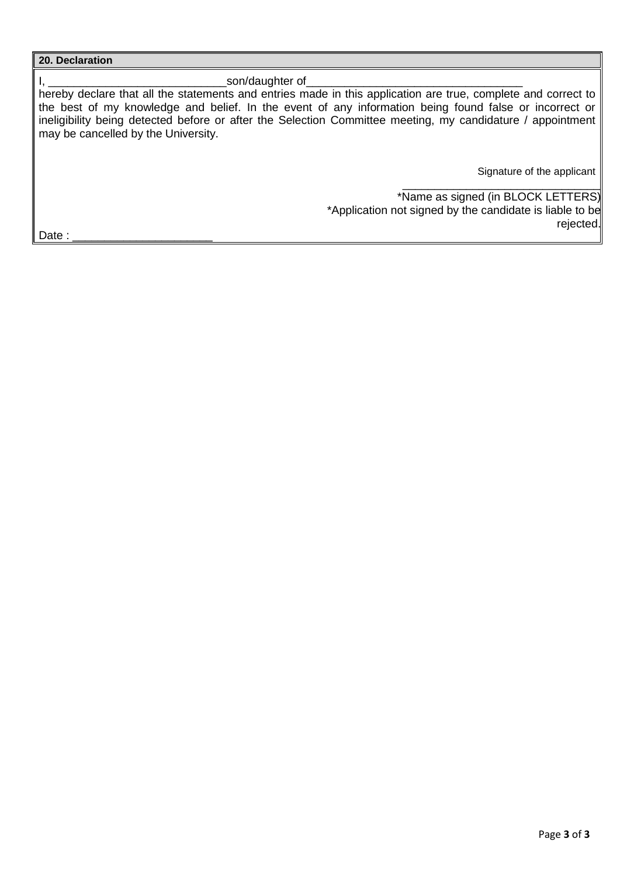**20. Declaration**

I, ____________________________son/daughter of__________________________________

hereby declare that all the statements and entries made in this application are true, complete and correct to the best of my knowledge and belief. In the event of any information being found false or incorrect or ineligibility being detected before or after the Selection Committee meeting, my candidature / appointment may be cancelled by the University.

Signature of the applicant

_______________________________

*Name as signed (in BLOCK LETTERS)

*Application not signed by the candidate is liable to be rejected.

Date : ______________________